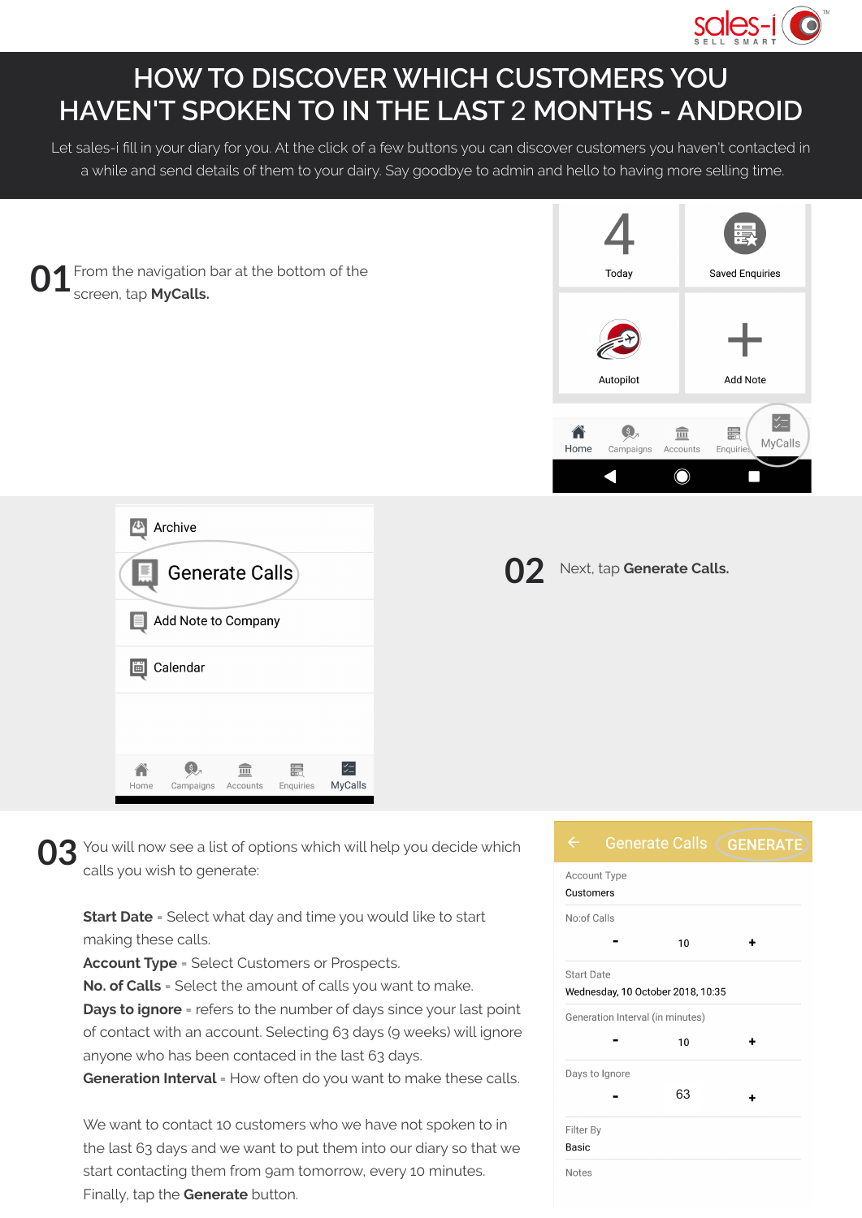# HOW TO DISCOVER WHICH CUSTOMERS YOU HAVEN'T SPOKEN TO IN THE LAST 2 MONTHS - ANDROID

Let sales-i fill in your diary for you. At the click of a few buttons you can discover customers you haven't contacted in a while and send details of them to your dairy. Say goodbye to admin and hello to having more selling time.

**01** From the navigation bar at the bottom of the screen, tap **MyCalls.**

**02** Next, tap **Generate Calls.**

**03** You will now see a list of options which will help you decide which calls you wish to generate:

**Start Date** = Select what day and time you would like to start making these calls.
**Account Type** = Select Customers or Prospects.
**No. of Calls** = Select the amount of calls you want to make.
**Days to ignore** = refers to the number of days since your last point of contact with an account. Selecting 63 days (9 weeks) will ignore anyone who has been contaced in the last 63 days.
**Generation Interval** = How often do you want to make these calls.

We want to contact 10 customers who we have not spoken to in the last 63 days and we want to put them into our diary so that we start contacting them from 9am tomorrow, every 10 minutes. Finally, tap the **Generate** button.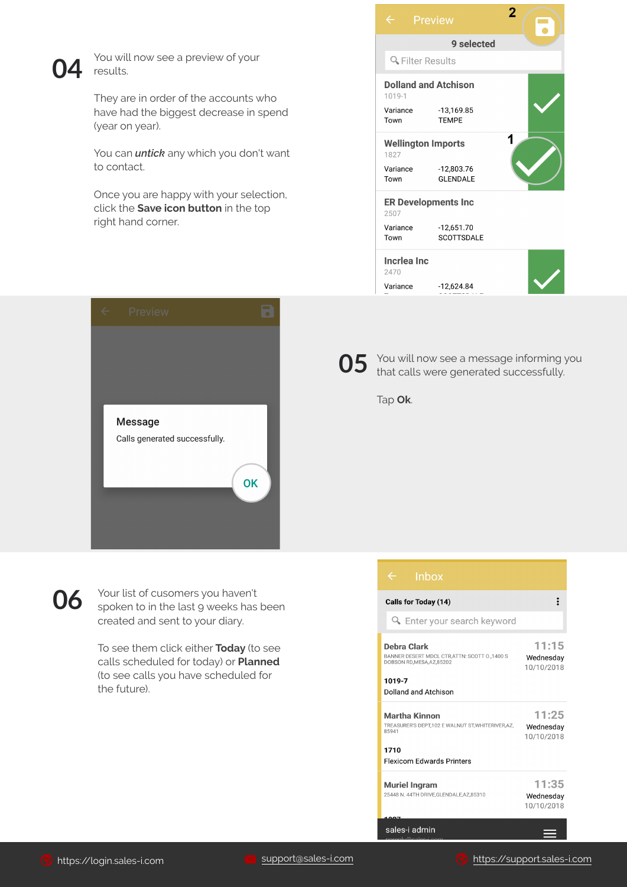## 04

You will now see a preview of your results.

They are in order of the accounts who have had the biggest decrease in spend (year on year).

You can ***untick*** any which you don't want to contact.

Once you are happy with your selection, click the **Save icon button** in the top right hand corner.

Preview

9 selected

Filter Results

Dolland and Atchison
1019-1
Variance -13,169.85
Town TEMPE

Wellington Imports
1827
Variance -12,803.76
Town GLENDALE

ER Developments Inc
2507
Variance -12,651.70
Town SCOTTSDALE

Incrlea Inc
2470
Variance -12,624.84

## 05

You will now see a message informing you that calls were generated successfully.

Tap **Ok**.

Message

Calls generated successfully.

OK

## 06

Your list of cusomers you haven't spoken to in the last 9 weeks has been created and sent to your diary.

To see them click either **Today** (to see calls scheduled for today) or **Planned** (to see calls you have scheduled for the future).

Inbox

Calls for Today (14)

Enter your search keyword

Debra Clark
BANNER DESERT MDCL CTR,ATTN: SCOTT O.,1400 S DOBSON RD,MESA,AZ,85202
1019-7
Dolland and Atchison
11:15 Wednesday 10/10/2018

Martha Kinnon
TREASURER'S DEPT,102 E WALNUT ST,WHITERIVER,AZ, 85941
1710
Flexicom Edwards Printers
11:25 Wednesday 10/10/2018

Muriel Ingram
25448 N. 44TH DRIVE,GLENDALE,AZ,85310
11:35 Wednesday 10/10/2018

sales-i admin

https://login.sales-i.com support@sales-i.com https://support.sales-i.com